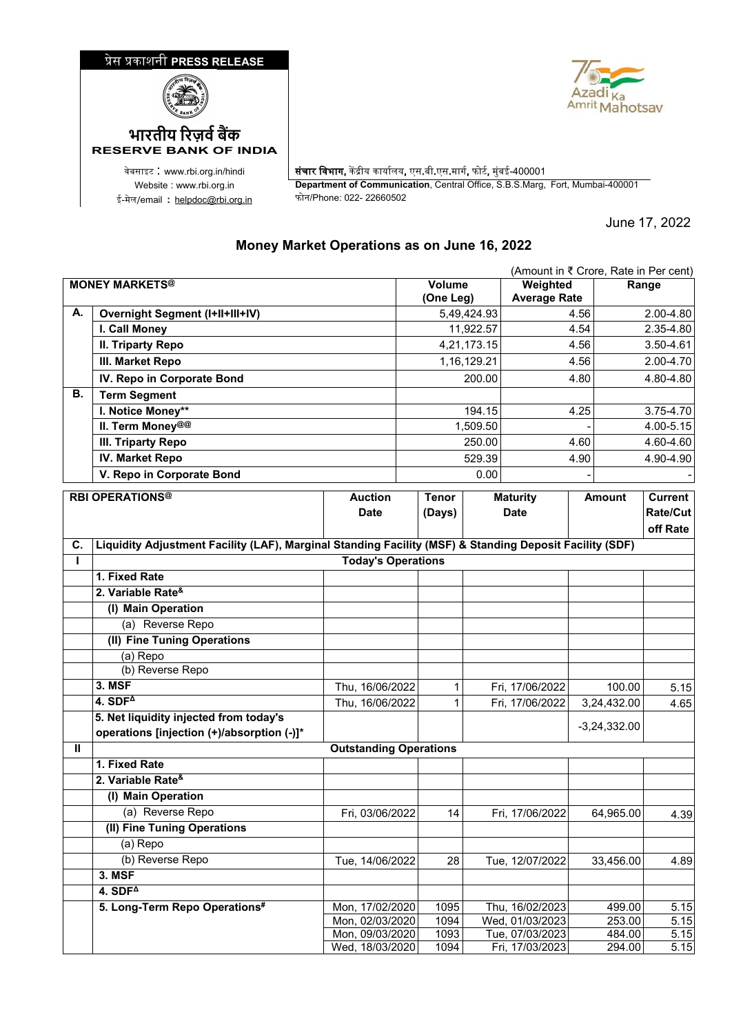प्रेस प्रकाशनी **PRESS RELEASE**

**भारतीय रिज़र्व बैंक**
**RESERVE BANK OF INDIA**

वेबसाइट : www.rbi.org.in/hindi
Website : www.rbi.org.in
ई-मेल/email : helpdoc@rbi.org.in

**संचार विभाग,** केंद्रीय कार्यालय, एस.बी.एस.मार्ग, फोर्ट, मुंबई-400001
**Department of Communication**, Central Office, S.B.S.Marg, Fort, Mumbai-400001
फोन/Phone: 022- 22660502

June 17, 2022

## Money Market Operations as on June 16, 2022

(Amount in ₹ Crore, Rate in Per cent)

| | **MONEY MARKETS@** | **Volume (One Leg)** | **Weighted Average Rate** | **Range** |
|---|---|---|---|---|
| **A.** | **Overnight Segment (I+II+III+IV)** | 5,49,424.93 | 4.56 | 2.00-4.80 |
| | **I. Call Money** | 11,922.57 | 4.54 | 2.35-4.80 |
| | **II. Triparty Repo** | 4,21,173.15 | 4.56 | 3.50-4.61 |
| | **III. Market Repo** | 1,16,129.21 | 4.56 | 2.00-4.70 |
| | **IV. Repo in Corporate Bond** | 200.00 | 4.80 | 4.80-4.80 |
| **B.** | **Term Segment** | | | |
| | **I. Notice Money**** | 194.15 | 4.25 | 3.75-4.70 |
| | **II. Term Money@@** | 1,509.50 | - | 4.00-5.15 |
| | **III. Triparty Repo** | 250.00 | 4.60 | 4.60-4.60 |
| | **IV. Market Repo** | 529.39 | 4.90 | 4.90-4.90 |
| | **V. Repo in Corporate Bond** | 0.00 | - | - |

| | **RBI OPERATIONS@** | **Auction Date** | **Tenor (Days)** | **Maturity Date** | **Amount** | **Current Rate/Cut off Rate** |
|---|---|---|---|---|---|---|
| **C.** | **Liquidity Adjustment Facility (LAF), Marginal Standing Facility (MSF) & Standing Deposit Facility (SDF)** | | | | | |
| **I** | **Today's Operations** | | | | | |
| | **1. Fixed Rate** | | | | | |
| | **2. Variable Rate&** | | | | | |
| | **(I) Main Operation** | | | | | |
| | (a) Reverse Repo | | | | | |
| | **(II) Fine Tuning Operations** | | | | | |
| | (a) Repo | | | | | |
| | (b) Reverse Repo | | | | | |
| | **3. MSF** | Thu, 16/06/2022 | 1 | Fri, 17/06/2022 | 100.00 | 5.15 |
| | **4. SDF∆** | Thu, 16/06/2022 | 1 | Fri, 17/06/2022 | 3,24,432.00 | 4.65 |
| | **5. Net liquidity injected from today's operations [injection (+)/absorption (-)]*** | | | | -3,24,332.00 | |
| **II** | **Outstanding Operations** | | | | | |
| | **1. Fixed Rate** | | | | | |
| | **2. Variable Rate&** | | | | | |
| | **(I) Main Operation** | | | | | |
| | (a) Reverse Repo | Fri, 03/06/2022 | 14 | Fri, 17/06/2022 | 64,965.00 | 4.39 |
| | **(II) Fine Tuning Operations** | | | | | |
| | (a) Repo | | | | | |
| | (b) Reverse Repo | Tue, 14/06/2022 | 28 | Tue, 12/07/2022 | 33,456.00 | 4.89 |
| | **3. MSF** | | | | | |
| | **4. SDF∆** | | | | | |
| | **5. Long-Term Repo Operations#** | Mon, 17/02/2020 | 1095 | Thu, 16/02/2023 | 499.00 | 5.15 |
| | | Mon, 02/03/2020 | 1094 | Wed, 01/03/2023 | 253.00 | 5.15 |
| | | Mon, 09/03/2020 | 1093 | Tue, 07/03/2023 | 484.00 | 5.15 |
| | | Wed, 18/03/2020 | 1094 | Fri, 17/03/2023 | 294.00 | 5.15 |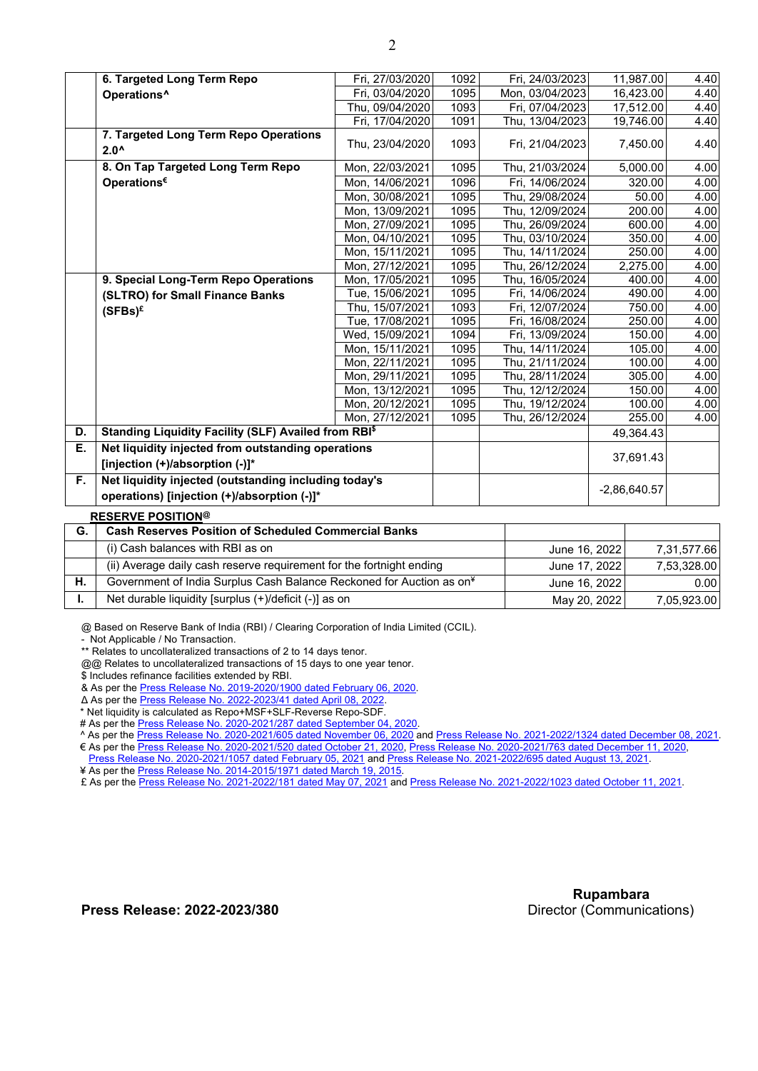| | | | | | | |
|---|---|---|---|---|---|---|
| | **6. Targeted Long Term Repo Operations^** | Fri, 27/03/2020 | 1092 | Fri, 24/03/2023 | 11,987.00 | 4.40 |
| | | Fri, 03/04/2020 | 1095 | Mon, 03/04/2023 | 16,423.00 | 4.40 |
| | | Thu, 09/04/2020 | 1093 | Fri, 07/04/2023 | 17,512.00 | 4.40 |
| | | Fri, 17/04/2020 | 1091 | Thu, 13/04/2023 | 19,746.00 | 4.40 |
| | **7. Targeted Long Term Repo Operations 2.0^** | Thu, 23/04/2020 | 1093 | Fri, 21/04/2023 | 7,450.00 | 4.40 |
| | **8. On Tap Targeted Long Term Repo Operations€** | Mon, 22/03/2021 | 1095 | Thu, 21/03/2024 | 5,000.00 | 4.00 |
| | | Mon, 14/06/2021 | 1096 | Fri, 14/06/2024 | 320.00 | 4.00 |
| | | Mon, 30/08/2021 | 1095 | Thu, 29/08/2024 | 50.00 | 4.00 |
| | | Mon, 13/09/2021 | 1095 | Thu, 12/09/2024 | 200.00 | 4.00 |
| | | Mon, 27/09/2021 | 1095 | Thu, 26/09/2024 | 600.00 | 4.00 |
| | | Mon, 04/10/2021 | 1095 | Thu, 03/10/2024 | 350.00 | 4.00 |
| | | Mon, 15/11/2021 | 1095 | Thu, 14/11/2024 | 250.00 | 4.00 |
| | | Mon, 27/12/2021 | 1095 | Thu, 26/12/2024 | 2,275.00 | 4.00 |
| | **9. Special Long-Term Repo Operations (SLTRO) for Small Finance Banks (SFBs)£** | Mon, 17/05/2021 | 1095 | Thu, 16/05/2024 | 400.00 | 4.00 |
| | | Tue, 15/06/2021 | 1095 | Fri, 14/06/2024 | 490.00 | 4.00 |
| | | Thu, 15/07/2021 | 1093 | Fri, 12/07/2024 | 750.00 | 4.00 |
| | | Tue, 17/08/2021 | 1095 | Fri, 16/08/2024 | 250.00 | 4.00 |
| | | Wed, 15/09/2021 | 1094 | Fri, 13/09/2024 | 150.00 | 4.00 |
| | | Mon, 15/11/2021 | 1095 | Thu, 14/11/2024 | 105.00 | 4.00 |
| | | Mon, 22/11/2021 | 1095 | Thu, 21/11/2024 | 100.00 | 4.00 |
| | | Mon, 29/11/2021 | 1095 | Thu, 28/11/2024 | 305.00 | 4.00 |
| | | Mon, 13/12/2021 | 1095 | Thu, 12/12/2024 | 150.00 | 4.00 |
| | | Mon, 20/12/2021 | 1095 | Thu, 19/12/2024 | 100.00 | 4.00 |
| | | Mon, 27/12/2021 | 1095 | Thu, 26/12/2024 | 255.00 | 4.00 |
| **D.** | **Standing Liquidity Facility (SLF) Availed from RBI$** | | | | 49,364.43 | |
| **E.** | **Net liquidity injected from outstanding operations [injection (+)/absorption (-)]*** | | | | 37,691.43 | |
| **F.** | **Net liquidity injected (outstanding including today's operations) [injection (+)/absorption (-)]*** | | | | -2,86,640.57 | |

**RESERVE POSITION@**

| | | | |
|---|---|---|---|
| **G.** | **Cash Reserves Position of Scheduled Commercial Banks** | | |
| | (i) Cash balances with RBI as on | June 16, 2022 | 7,31,577.66 |
| | (ii) Average daily cash reserve requirement for the fortnight ending | June 17, 2022 | 7,53,328.00 |
| **H.** | Government of India Surplus Cash Balance Reckoned for Auction as on¥ | June 16, 2022 | 0.00 |
| **I.** | Net durable liquidity [surplus (+)/deficit (-)] as on | May 20, 2022 | 7,05,923.00 |

@ Based on Reserve Bank of India (RBI) / Clearing Corporation of India Limited (CCIL).
- Not Applicable / No Transaction.
** Relates to uncollateralized transactions of 2 to 14 days tenor.
@@ Relates to uncollateralized transactions of 15 days to one year tenor.
$ Includes refinance facilities extended by RBI.
& As per the Press Release No. 2019-2020/1900 dated February 06, 2020.
Δ As per the Press Release No. 2022-2023/41 dated April 08, 2022.
* Net liquidity is calculated as Repo+MSF+SLF-Reverse Repo-SDF.
# As per the Press Release No. 2020-2021/287 dated September 04, 2020.
^ As per the Press Release No. 2020-2021/605 dated November 06, 2020 and Press Release No. 2021-2022/1324 dated December 08, 2021.
€ As per the Press Release No. 2020-2021/520 dated October 21, 2020, Press Release No. 2020-2021/763 dated December 11, 2020, Press Release No. 2020-2021/1057 dated February 05, 2021 and Press Release No. 2021-2022/695 dated August 13, 2021.
¥ As per the Press Release No. 2014-2015/1971 dated March 19, 2015.
£ As per the Press Release No. 2021-2022/181 dated May 07, 2021 and Press Release No. 2021-2022/1023 dated October 11, 2021.

**Press Release: 2022-2023/380**

**Rupambara**
Director (Communications)